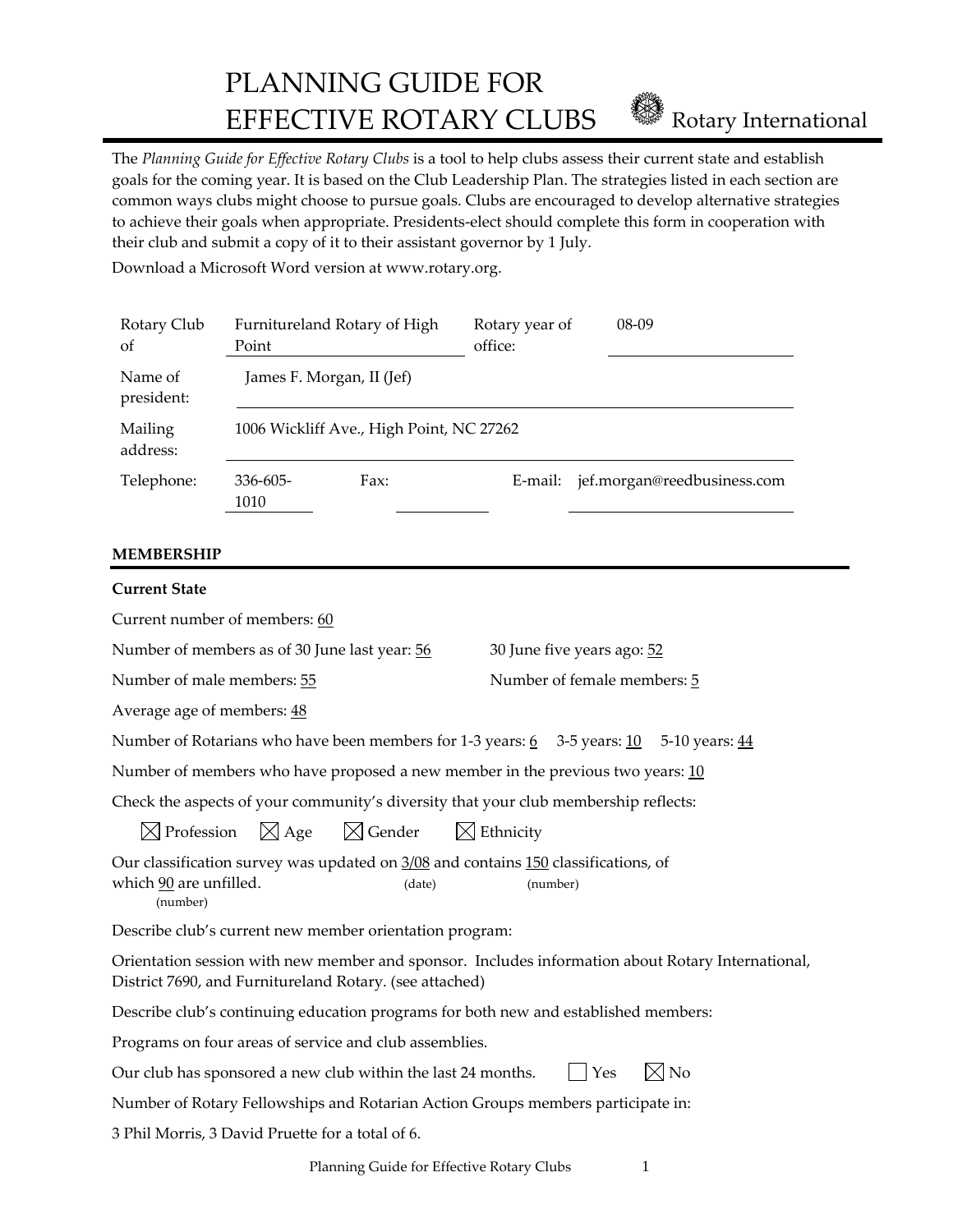# PLANNING GUIDE FOR EFFECTIVE ROTARY CLUBS

Rotary International

The *Planning Guide for Effective Rotary Clubs* is a tool to help clubs assess their current state and establish goals for the coming year. It is based on the Club Leadership Plan. The strategies listed in each section are common ways clubs might choose to pursue goals. Clubs are encouraged to develop alternative strategies to achieve their goals when appropriate. Presidents-elect should complete this form in cooperation with their club and submit a copy of it to their assistant governor by 1 July.

Download a Microsoft Word version at www.rotary.org.

| | | | |
|---|---|---|---|
| Rotary Club of | Furnitureland Rotary of High Point | Rotary year of office: | 08-09 |
| Name of president: | James F. Morgan, II (Jef) | | |
| Mailing address: | 1006 Wickliff Ave., High Point, NC 27262 | | |
| Telephone: | 336-605-1010 | Fax: | E-mail: jef.morgan@reedbusiness.com |

## MEMBERSHIP

### Current State

Current number of members: 60

Number of members as of 30 June last year: 56 &emsp; 30 June five years ago: 52

Number of male members: 55 &emsp; Number of female members: 5

Average age of members: 48

Number of Rotarians who have been members for 1-3 years: 6 &emsp; 3-5 years: 10 &emsp; 5-10 years: 44

Number of members who have proposed a new member in the previous two years: 10

Check the aspects of your community's diversity that your club membership reflects:

☒ Profession &emsp; ☒ Age &emsp; ☒ Gender &emsp; ☒ Ethnicity

Our classification survey was updated on 3/08 (date) and contains 150 (number) classifications, of which 90 (number) are unfilled.

Describe club's current new member orientation program:

Orientation session with new member and sponsor. Includes information about Rotary International, District 7690, and Furnitureland Rotary. (see attached)

Describe club's continuing education programs for both new and established members:

Programs on four areas of service and club assemblies.

Our club has sponsored a new club within the last 24 months. &emsp; ☐ Yes &emsp; ☒ No

Number of Rotary Fellowships and Rotarian Action Groups members participate in:

3 Phil Morris, 3 David Pruette for a total of 6.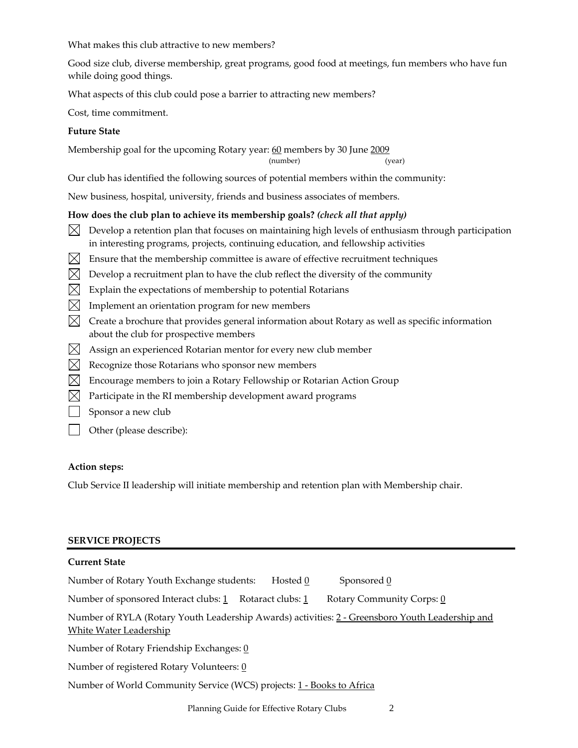What makes this club attractive to new members?

Good size club, diverse membership, great programs, good food at meetings, fun members who have fun while doing good things.

What aspects of this club could pose a barrier to attracting new members?

Cost, time commitment.

**Future State**

Membership goal for the upcoming Rotary year: 60 members by 30 June 2009
(number) (year)

Our club has identified the following sources of potential members within the community:

New business, hospital, university, friends and business associates of members.

**How does the club plan to achieve its membership goals?** ***(check all that apply)***

- [x] Develop a retention plan that focuses on maintaining high levels of enthusiasm through participation in interesting programs, projects, continuing education, and fellowship activities
- [x] Ensure that the membership committee is aware of effective recruitment techniques
- [x] Develop a recruitment plan to have the club reflect the diversity of the community
- [x] Explain the expectations of membership to potential Rotarians
- [x] Implement an orientation program for new members
- [x] Create a brochure that provides general information about Rotary as well as specific information about the club for prospective members
- [x] Assign an experienced Rotarian mentor for every new club member
- [x] Recognize those Rotarians who sponsor new members
- [x] Encourage members to join a Rotary Fellowship or Rotarian Action Group
- [x] Participate in the RI membership development award programs
- [ ] Sponsor a new club
- [ ] Other (please describe):

**Action steps:**

Club Service II leadership will initiate membership and retention plan with Membership chair.

## SERVICE PROJECTS

**Current State**

Number of Rotary Youth Exchange students: Hosted 0 Sponsored 0

Number of sponsored Interact clubs: 1 Rotaract clubs: 1 Rotary Community Corps: 0

Number of RYLA (Rotary Youth Leadership Awards) activities: 2 - Greensboro Youth Leadership and White Water Leadership

Number of Rotary Friendship Exchanges: 0

Number of registered Rotary Volunteers: 0

Number of World Community Service (WCS) projects: 1 - Books to Africa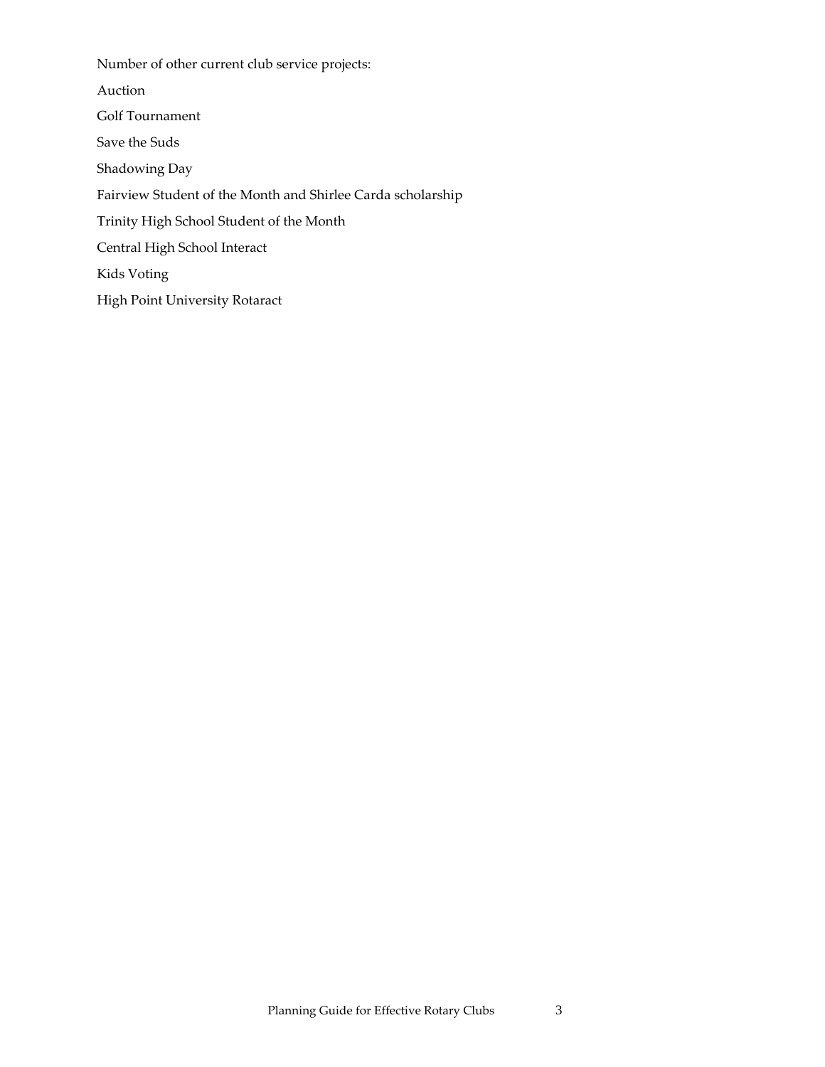Number of other current club service projects:

Auction

Golf Tournament

Save the Suds

Shadowing Day

Fairview Student of the Month and Shirlee Carda scholarship

Trinity High School Student of the Month

Central High School Interact

Kids Voting

High Point University Rotaract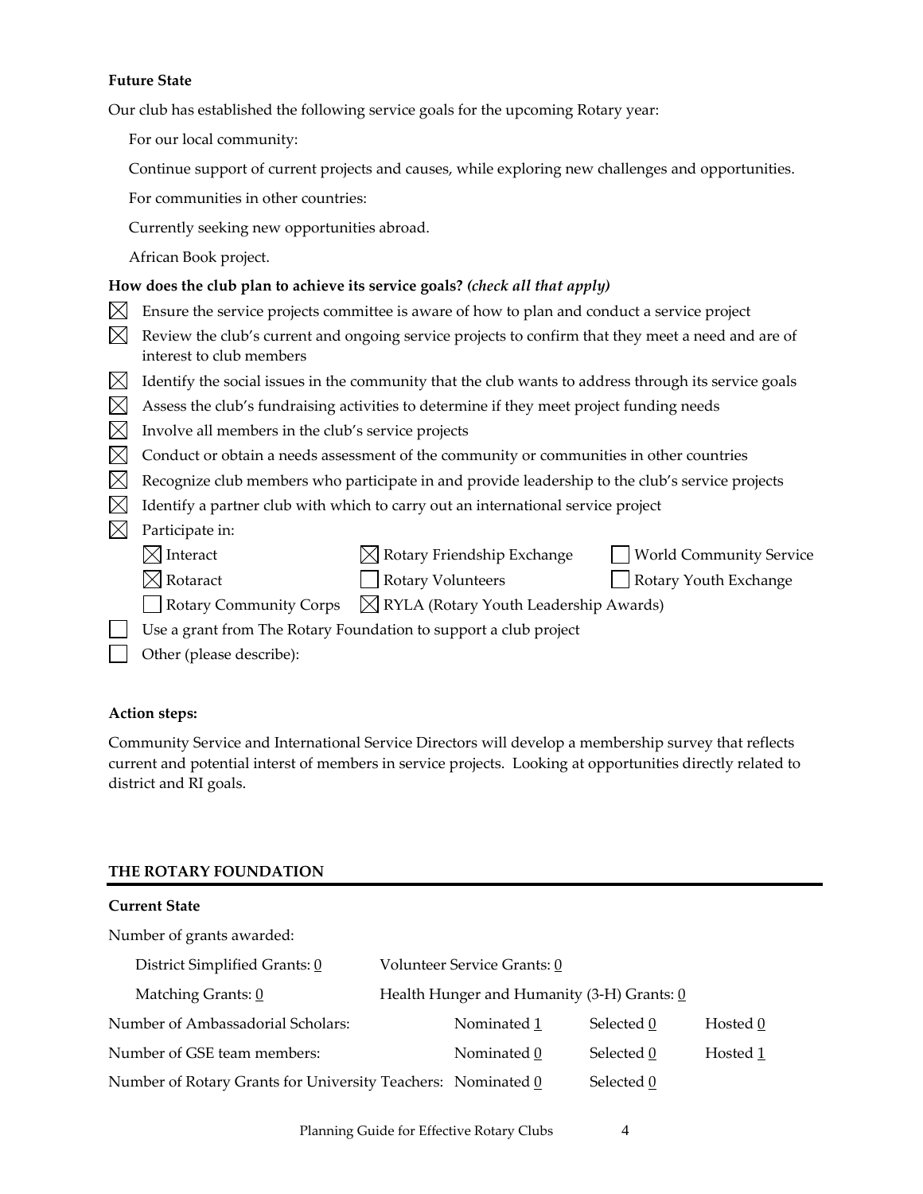**Future State**

Our club has established the following service goals for the upcoming Rotary year:

For our local community:

Continue support of current projects and causes, while exploring new challenges and opportunities.

For communities in other countries:

Currently seeking new opportunities abroad.

African Book project.

**How does the club plan to achieve its service goals?** ***(check all that apply)***

- ☒ Ensure the service projects committee is aware of how to plan and conduct a service project
- ☒ Review the club's current and ongoing service projects to confirm that they meet a need and are of interest to club members
- ☒ Identify the social issues in the community that the club wants to address through its service goals
- ☒ Assess the club's fundraising activities to determine if they meet project funding needs
- ☒ Involve all members in the club's service projects
- ☒ Conduct or obtain a needs assessment of the community or communities in other countries
- ☒ Recognize club members who participate in and provide leadership to the club's service projects
- ☒ Identify a partner club with which to carry out an international service project
- ☒ Participate in:
  - ☒ Interact
  - ☒ Rotary Friendship Exchange
  - ☐ World Community Service
  - ☒ Rotaract
  - ☐ Rotary Volunteers
  - ☐ Rotary Youth Exchange
  - ☐ Rotary Community Corps
  - ☒ RYLA (Rotary Youth Leadership Awards)
- ☐ Use a grant from The Rotary Foundation to support a club project
- ☐ Other (please describe):

**Action steps:**

Community Service and International Service Directors will develop a membership survey that reflects current and potential interst of members in service projects. Looking at opportunities directly related to district and RI goals.

## THE ROTARY FOUNDATION

**Current State**

Number of grants awarded:

District Simplified Grants: 0 | Volunteer Service Grants: 0

Matching Grants: 0 | Health Hunger and Humanity (3-H) Grants: 0

| | Nominated | Selected | Hosted |
|---|---|---|---|
| Number of Ambassadorial Scholars: | 1 | 0 | 0 |
| Number of GSE team members: | 0 | 0 | 1 |
| Number of Rotary Grants for University Teachers: | 0 | 0 | |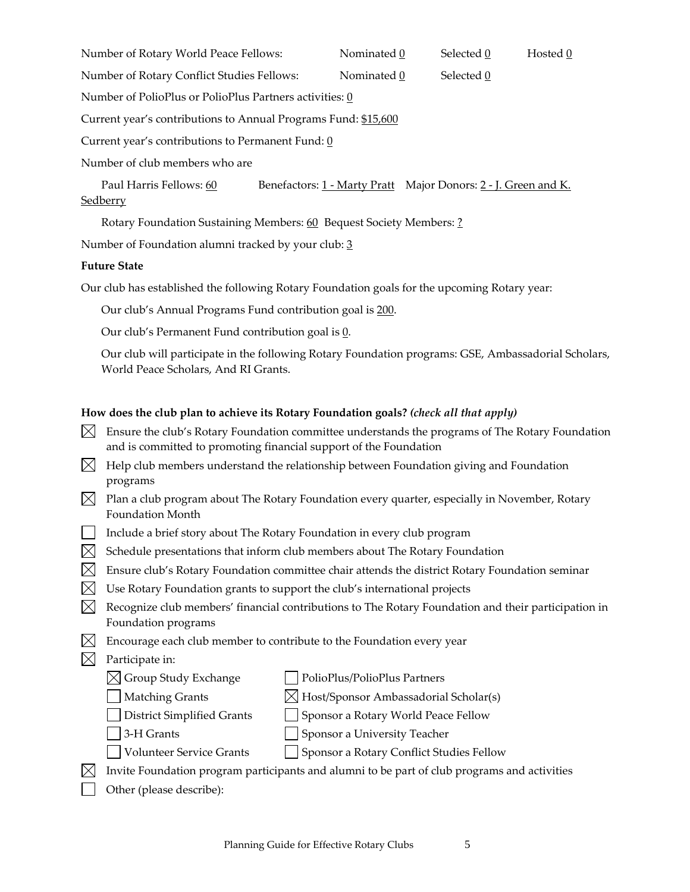Number of Rotary World Peace Fellows: Nominated 0 Selected 0 Hosted 0

Number of Rotary Conflict Studies Fellows: Nominated 0 Selected 0

Number of PolioPlus or PolioPlus Partners activities: 0

Current year's contributions to Annual Programs Fund: $15,600

Current year's contributions to Permanent Fund: 0

Number of club members who are

Paul Harris Fellows: 60 Benefactors: 1 - Marty Pratt Major Donors: 2 - J. Green and K. Sedberry

Rotary Foundation Sustaining Members: 60 Bequest Society Members: ?

Number of Foundation alumni tracked by your club: 3

**Future State**

Our club has established the following Rotary Foundation goals for the upcoming Rotary year:

Our club's Annual Programs Fund contribution goal is 200.

Our club's Permanent Fund contribution goal is 0.

Our club will participate in the following Rotary Foundation programs: GSE, Ambassadorial Scholars, World Peace Scholars, And RI Grants.

**How does the club plan to achieve its Rotary Foundation goals?** ***(check all that apply)***

- ☒ Ensure the club's Rotary Foundation committee understands the programs of The Rotary Foundation and is committed to promoting financial support of the Foundation
- ☒ Help club members understand the relationship between Foundation giving and Foundation programs
- ☒ Plan a club program about The Rotary Foundation every quarter, especially in November, Rotary Foundation Month
- ☐ Include a brief story about The Rotary Foundation in every club program
- ☒ Schedule presentations that inform club members about The Rotary Foundation
- ☒ Ensure club's Rotary Foundation committee chair attends the district Rotary Foundation seminar
- ☒ Use Rotary Foundation grants to support the club's international projects
- ☒ Recognize club members' financial contributions to The Rotary Foundation and their participation in Foundation programs
- ☒ Encourage each club member to contribute to the Foundation every year
- ☒ Participate in:
  - ☒ Group Study Exchange
  - ☐ Matching Grants
  - ☐ District Simplified Grants
  - ☐ 3-H Grants
  - ☐ Volunteer Service Grants
  - ☐ PolioPlus/PolioPlus Partners
  - ☒ Host/Sponsor Ambassadorial Scholar(s)
  - ☐ Sponsor a Rotary World Peace Fellow
  - ☐ Sponsor a University Teacher
  - ☐ Sponsor a Rotary Conflict Studies Fellow
- ☒ Invite Foundation program participants and alumni to be part of club programs and activities
- ☐ Other (please describe):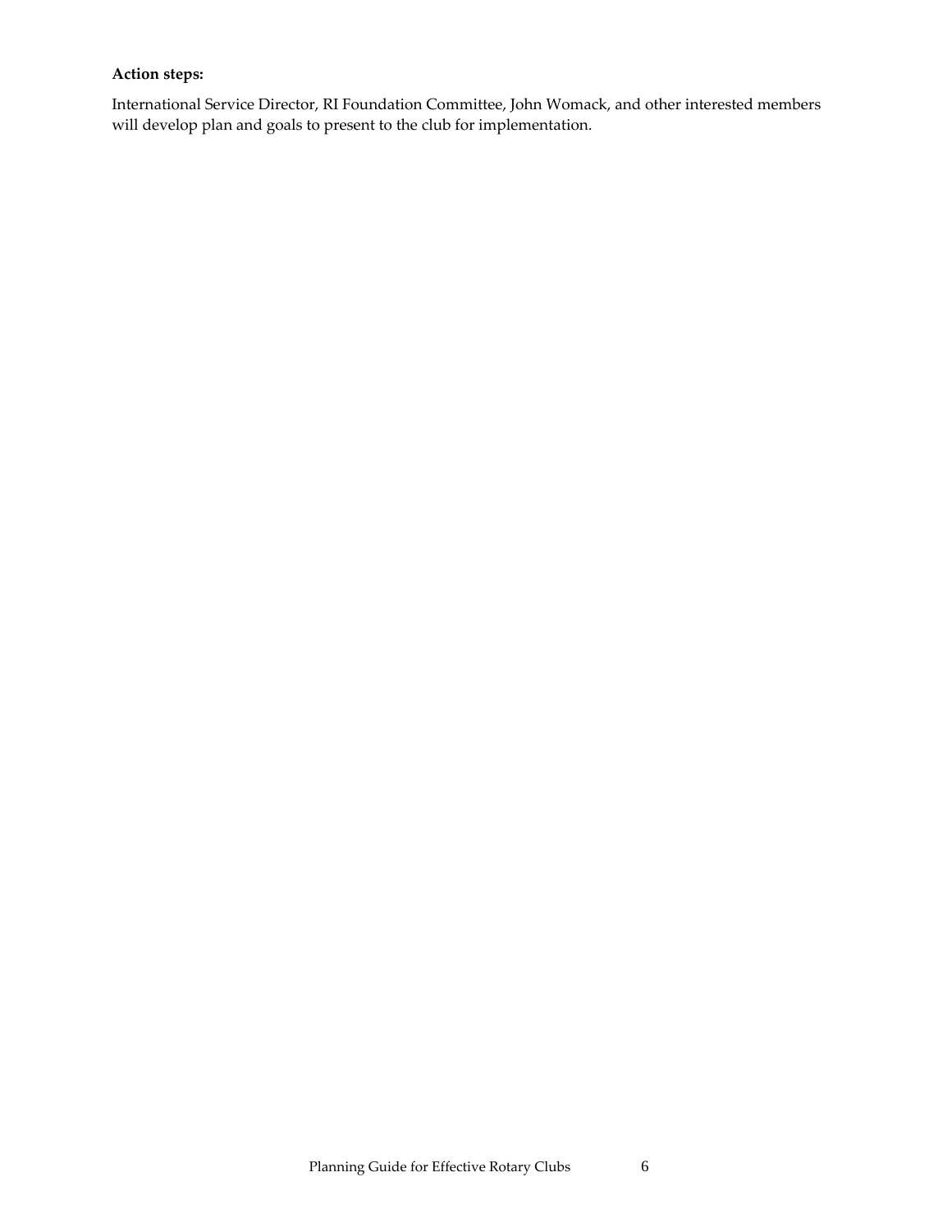**Action steps:**

International Service Director, RI Foundation Committee, John Womack, and other interested members will develop plan and goals to present to the club for implementation.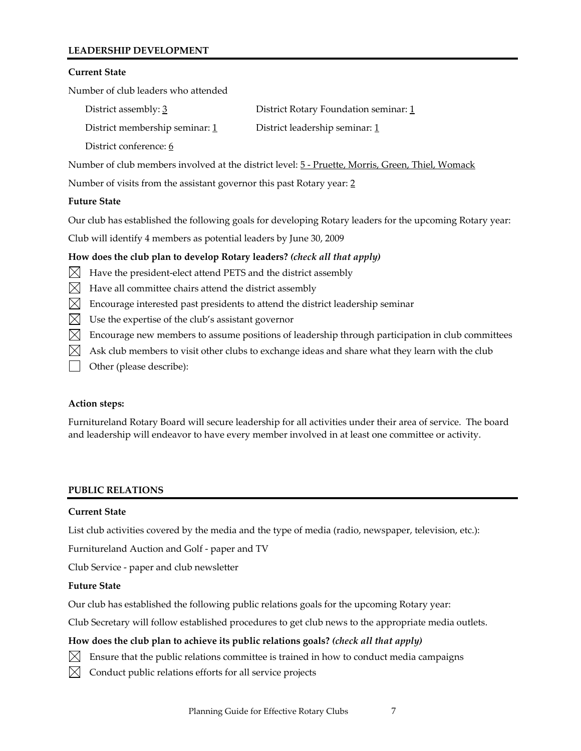## LEADERSHIP DEVELOPMENT

**Current State**

Number of club leaders who attended

District assembly: 3

District Rotary Foundation seminar: 1

District membership seminar: 1

District leadership seminar: 1

District conference: 6

Number of club members involved at the district level: 5 - Pruette, Morris, Green, Thiel, Womack

Number of visits from the assistant governor this past Rotary year: 2

**Future State**

Our club has established the following goals for developing Rotary leaders for the upcoming Rotary year:

Club will identify 4 members as potential leaders by June 30, 2009

**How does the club plan to develop Rotary leaders?** ***(check all that apply)***

- [x] Have the president-elect attend PETS and the district assembly
- [x] Have all committee chairs attend the district assembly
- [x] Encourage interested past presidents to attend the district leadership seminar
- [x] Use the expertise of the club's assistant governor
- [x] Encourage new members to assume positions of leadership through participation in club committees
- [x] Ask club members to visit other clubs to exchange ideas and share what they learn with the club
- [ ] Other (please describe):

**Action steps:**

Furnitureland Rotary Board will secure leadership for all activities under their area of service. The board and leadership will endeavor to have every member involved in at least one committee or activity.

## PUBLIC RELATIONS

**Current State**

List club activities covered by the media and the type of media (radio, newspaper, television, etc.):

Furnitureland Auction and Golf - paper and TV

Club Service - paper and club newsletter

**Future State**

Our club has established the following public relations goals for the upcoming Rotary year:

Club Secretary will follow established procedures to get club news to the appropriate media outlets.

**How does the club plan to achieve its public relations goals?** ***(check all that apply)***

- [x] Ensure that the public relations committee is trained in how to conduct media campaigns
- [x] Conduct public relations efforts for all service projects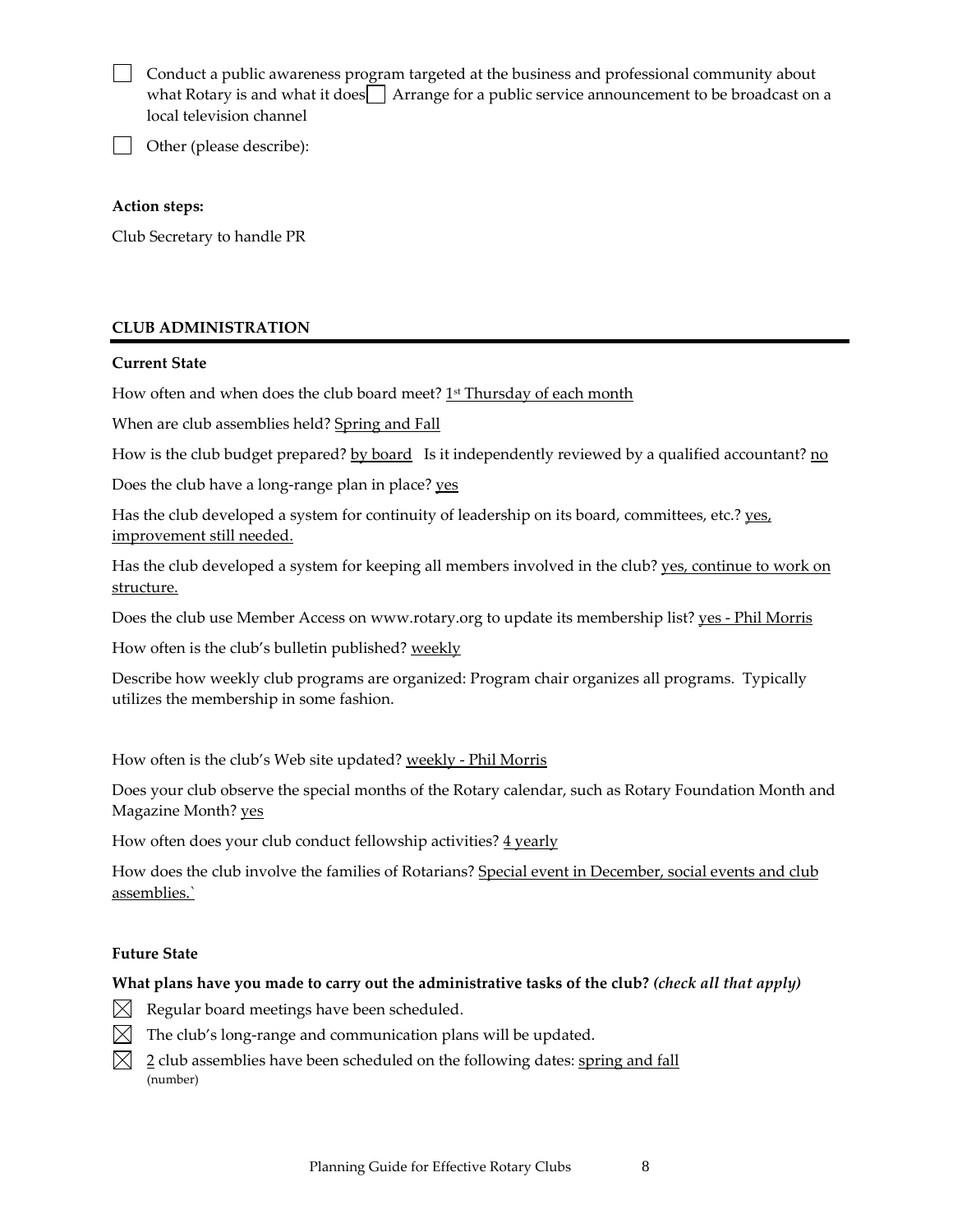- [ ] Conduct a public awareness program targeted at the business and professional community about what Rotary is and what it does
- [ ] Arrange for a public service announcement to be broadcast on a local television channel
- [ ] Other (please describe):

**Action steps:**

Club Secretary to handle PR

## CLUB ADMINISTRATION

**Current State**

How often and when does the club board meet? 1st Thursday of each month

When are club assemblies held? Spring and Fall

How is the club budget prepared? by board Is it independently reviewed by a qualified accountant? no

Does the club have a long-range plan in place? yes

Has the club developed a system for continuity of leadership on its board, committees, etc.? yes, improvement still needed.

Has the club developed a system for keeping all members involved in the club? yes, continue to work on structure.

Does the club use Member Access on www.rotary.org to update its membership list? yes - Phil Morris

How often is the club's bulletin published? weekly

Describe how weekly club programs are organized: Program chair organizes all programs. Typically utilizes the membership in some fashion.

How often is the club's Web site updated? weekly - Phil Morris

Does your club observe the special months of the Rotary calendar, such as Rotary Foundation Month and Magazine Month? yes

How often does your club conduct fellowship activities? 4 yearly

How does the club involve the families of Rotarians? Special event in December, social events and club assemblies.`

**Future State**

**What plans have you made to carry out the administrative tasks of the club?** ***(check all that apply)***

- [x] Regular board meetings have been scheduled.
- [x] The club's long-range and communication plans will be updated.
- [x] 2 club assemblies have been scheduled on the following dates: spring and fall
  (number)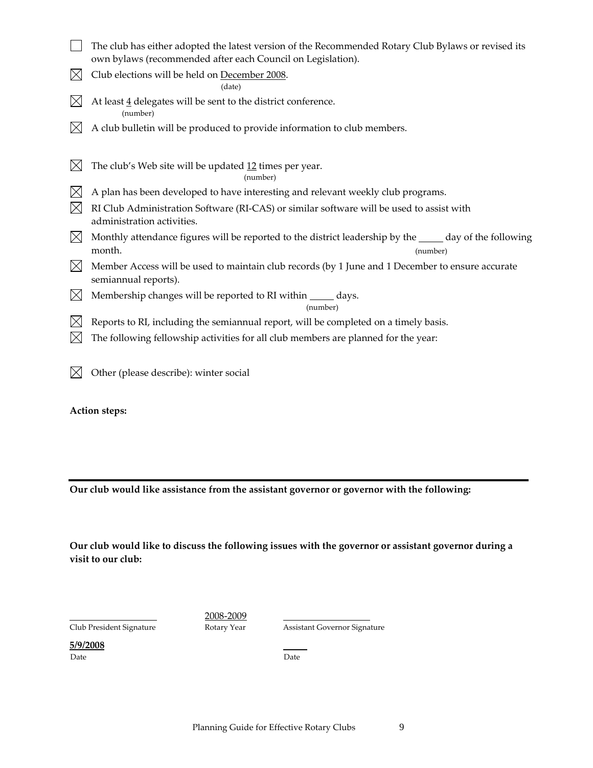- ☐ The club has either adopted the latest version of the Recommended Rotary Club Bylaws or revised its own bylaws (recommended after each Council on Legislation).
- ☒ Club elections will be held on December 2008. (date)
- ☒ At least 4 delegates will be sent to the district conference. (number)
- ☒ A club bulletin will be produced to provide information to club members.
- ☒ The club's Web site will be updated 12 times per year. (number)
- ☒ A plan has been developed to have interesting and relevant weekly club programs.
- ☒ RI Club Administration Software (RI-CAS) or similar software will be used to assist with administration activities.
- ☒ Monthly attendance figures will be reported to the district leadership by the _____ day of the following month. (number)
- ☒ Member Access will be used to maintain club records (by 1 June and 1 December to ensure accurate semiannual reports).
- ☒ Membership changes will be reported to RI within _____ days. (number)
- ☒ Reports to RI, including the semiannual report, will be completed on a timely basis.
- ☒ The following fellowship activities for all club members are planned for the year:
- ☒ Other (please describe): winter social

**Action steps:**

---

**Our club would like assistance from the assistant governor or governor with the following:**

**Our club would like to discuss the following issues with the governor or assistant governor during a visit to our club:**

| ____________________ | 2008-2009 | ____________________ |
|---|---|---|
| Club President Signature | Rotary Year | Assistant Governor Signature |
| **5/9/2008** | | _____ |
| Date | | Date |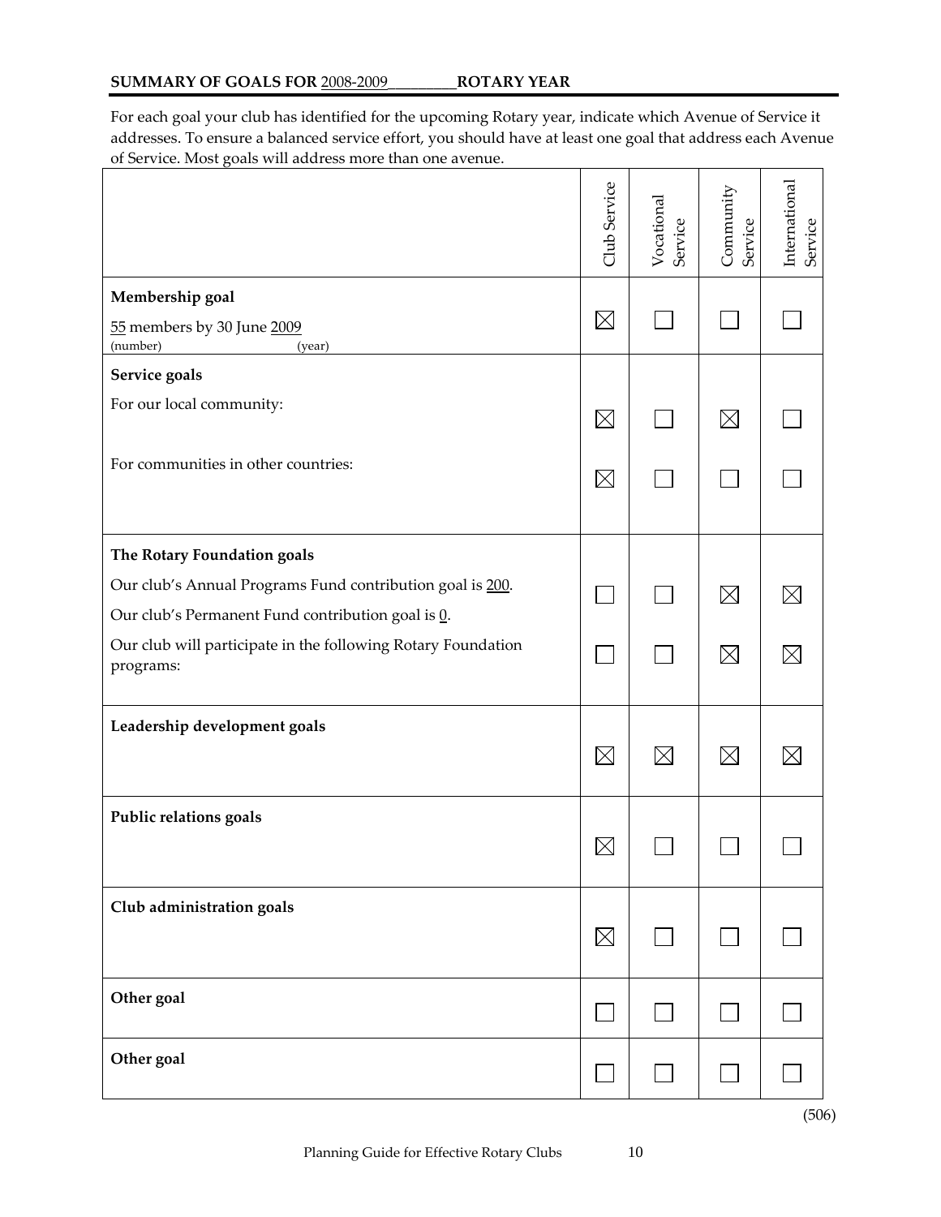**SUMMARY OF GOALS FOR** 2008-2009_________**ROTARY YEAR**

For each goal your club has identified for the upcoming Rotary year, indicate which Avenue of Service it addresses. To ensure a balanced service effort, you should have at least one goal that address each Avenue of Service. Most goals will address more than one avenue.

| | Club Service | Vocational Service | Community Service | International Service |
|---|---|---|---|---|
| **Membership goal**<br>55 members by 30 June 2009<br>(number) (year) | ☒ | ☐ | ☐ | ☐ |
| **Service goals**<br>For our local community: | ☒ | ☐ | ☒ | ☐ |
| For communities in other countries: | ☒ | ☐ | ☐ | ☐ |
| **The Rotary Foundation goals**<br>Our club's Annual Programs Fund contribution goal is 200.<br>Our club's Permanent Fund contribution goal is 0. | ☐ | ☐ | ☒ | ☒ |
| Our club will participate in the following Rotary Foundation programs: | ☐ | ☐ | ☒ | ☒ |
| **Leadership development goals** | ☒ | ☒ | ☒ | ☒ |
| **Public relations goals** | ☒ | ☐ | ☐ | ☐ |
| **Club administration goals** | ☒ | ☐ | ☐ | ☐ |
| **Other goal** | ☐ | ☐ | ☐ | ☐ |
| **Other goal** | ☐ | ☐ | ☐ | ☐ |

(506)

Planning Guide for Effective Rotary Clubs